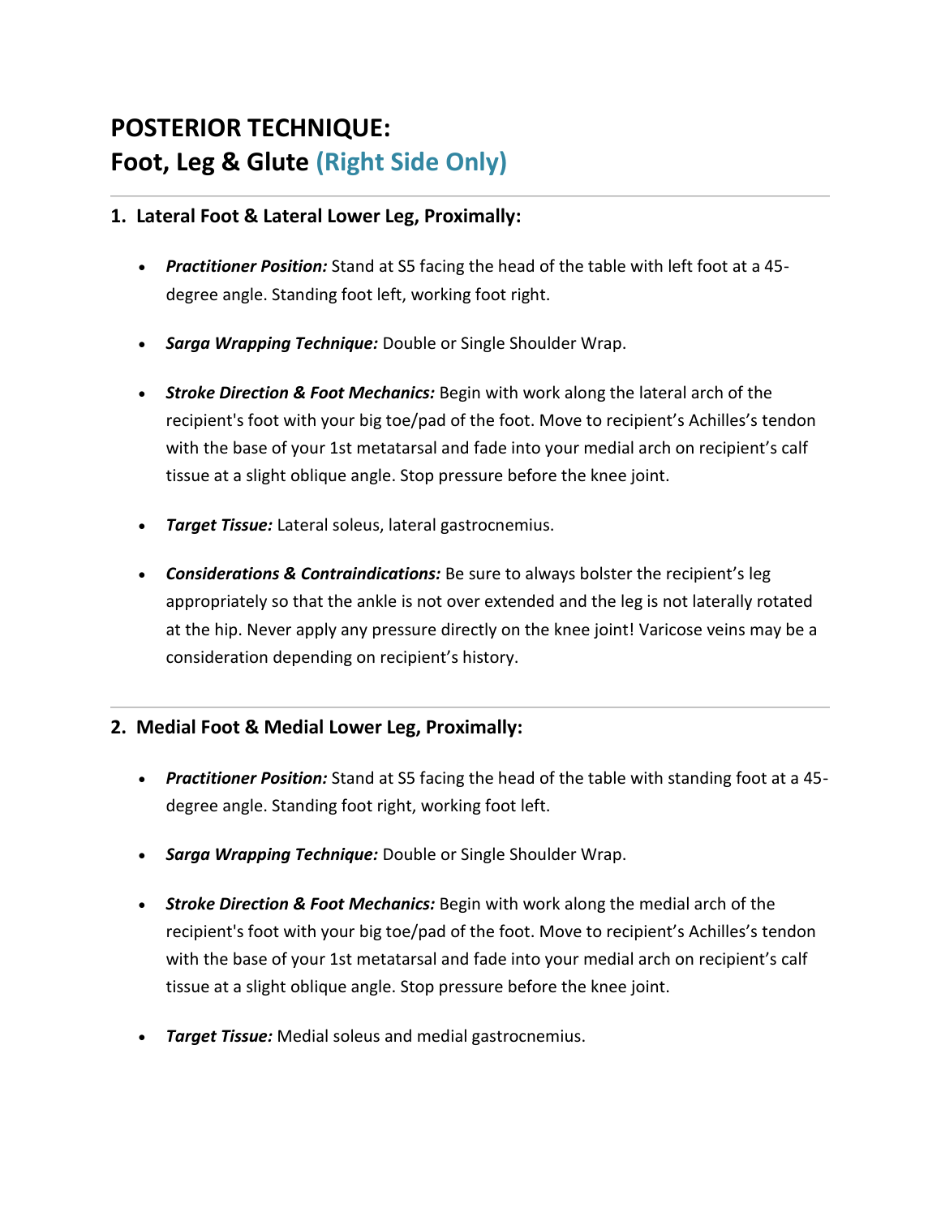# POSTERIOR TECHNIQUE:
# Foot, Leg & Glute (Right Side Only)

---

## 1. Lateral Foot & Lateral Lower Leg, Proximally:

- ***Practitioner Position:*** Stand at S5 facing the head of the table with left foot at a 45-degree angle. Standing foot left, working foot right.
- ***Sarga Wrapping Technique:*** Double or Single Shoulder Wrap.
- ***Stroke Direction & Foot Mechanics:*** Begin with work along the lateral arch of the recipient's foot with your big toe/pad of the foot. Move to recipient's Achilles's tendon with the base of your 1st metatarsal and fade into your medial arch on recipient's calf tissue at a slight oblique angle. Stop pressure before the knee joint.
- ***Target Tissue:*** Lateral soleus, lateral gastrocnemius.
- ***Considerations & Contraindications:*** Be sure to always bolster the recipient's leg appropriately so that the ankle is not over extended and the leg is not laterally rotated at the hip. Never apply any pressure directly on the knee joint! Varicose veins may be a consideration depending on recipient's history.

---

## 2. Medial Foot & Medial Lower Leg, Proximally:

- ***Practitioner Position:*** Stand at S5 facing the head of the table with standing foot at a 45-degree angle. Standing foot right, working foot left.
- ***Sarga Wrapping Technique:*** Double or Single Shoulder Wrap.
- ***Stroke Direction & Foot Mechanics:*** Begin with work along the medial arch of the recipient's foot with your big toe/pad of the foot. Move to recipient's Achilles's tendon with the base of your 1st metatarsal and fade into your medial arch on recipient's calf tissue at a slight oblique angle. Stop pressure before the knee joint.
- ***Target Tissue:*** Medial soleus and medial gastrocnemius.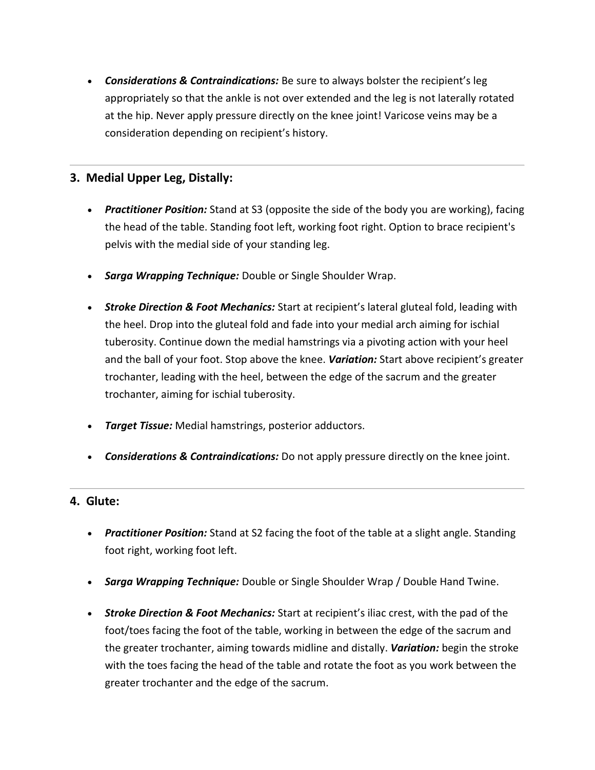- ***Considerations & Contraindications:*** Be sure to always bolster the recipient's leg appropriately so that the ankle is not over extended and the leg is not laterally rotated at the hip. Never apply pressure directly on the knee joint! Varicose veins may be a consideration depending on recipient's history.

---

### 3. Medial Upper Leg, Distally:

- ***Practitioner Position:*** Stand at S3 (opposite the side of the body you are working), facing the head of the table. Standing foot left, working foot right. Option to brace recipient's pelvis with the medial side of your standing leg.

- ***Sarga Wrapping Technique:*** Double or Single Shoulder Wrap.

- ***Stroke Direction & Foot Mechanics:*** Start at recipient's lateral gluteal fold, leading with the heel. Drop into the gluteal fold and fade into your medial arch aiming for ischial tuberosity. Continue down the medial hamstrings via a pivoting action with your heel and the ball of your foot. Stop above the knee. ***Variation:*** Start above recipient's greater trochanter, leading with the heel, between the edge of the sacrum and the greater trochanter, aiming for ischial tuberosity.

- ***Target Tissue:*** Medial hamstrings, posterior adductors.

- ***Considerations & Contraindications:*** Do not apply pressure directly on the knee joint.

---

### 4. Glute:

- ***Practitioner Position:*** Stand at S2 facing the foot of the table at a slight angle. Standing foot right, working foot left.

- ***Sarga Wrapping Technique:*** Double or Single Shoulder Wrap / Double Hand Twine.

- ***Stroke Direction & Foot Mechanics:*** Start at recipient's iliac crest, with the pad of the foot/toes facing the foot of the table, working in between the edge of the sacrum and the greater trochanter, aiming towards midline and distally. ***Variation:*** begin the stroke with the toes facing the head of the table and rotate the foot as you work between the greater trochanter and the edge of the sacrum.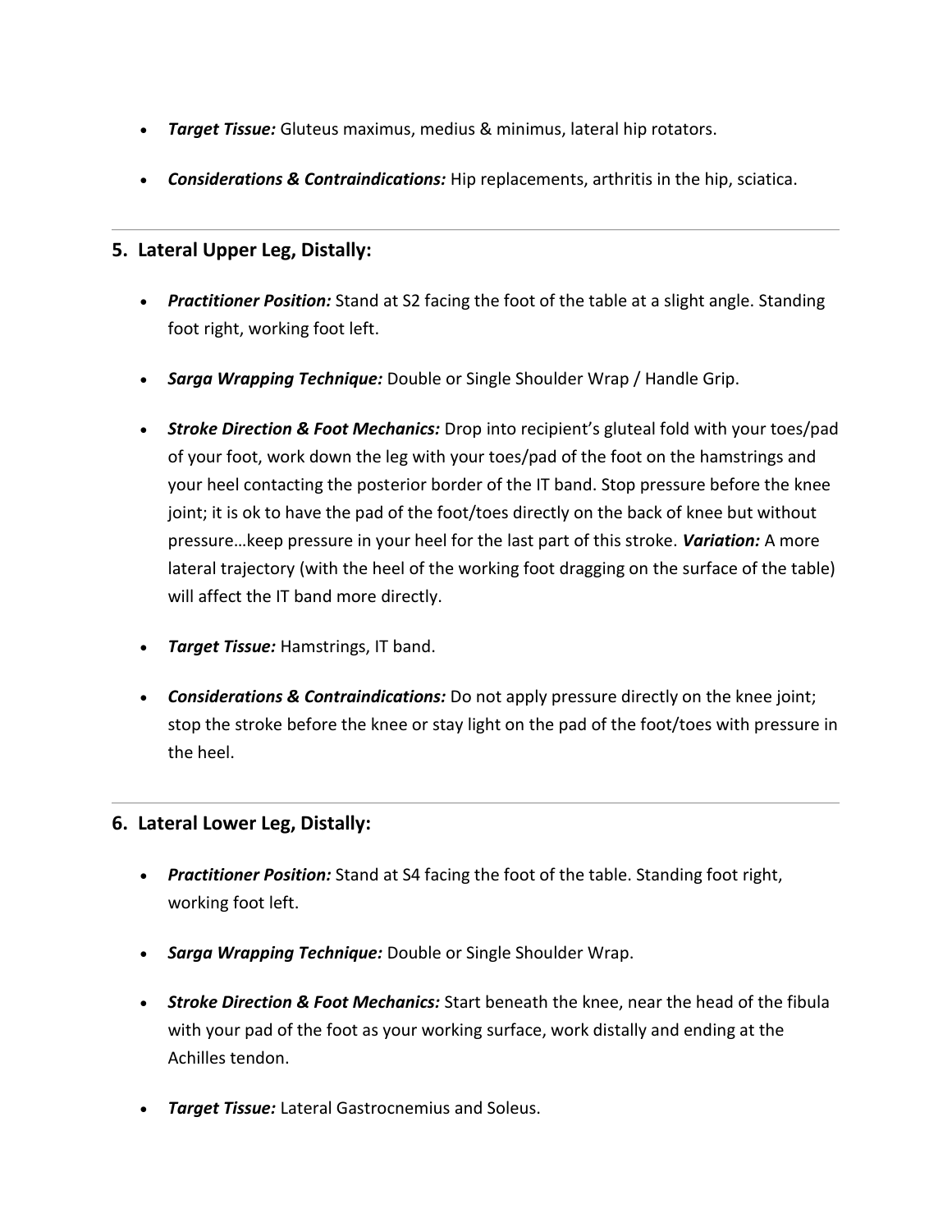- ***Target Tissue:*** Gluteus maximus, medius & minimus, lateral hip rotators.

- ***Considerations & Contraindications:*** Hip replacements, arthritis in the hip, sciatica.

---

## 5. Lateral Upper Leg, Distally:

- ***Practitioner Position:*** Stand at S2 facing the foot of the table at a slight angle. Standing foot right, working foot left.

- ***Sarga Wrapping Technique:*** Double or Single Shoulder Wrap / Handle Grip.

- ***Stroke Direction & Foot Mechanics:*** Drop into recipient's gluteal fold with your toes/pad of your foot, work down the leg with your toes/pad of the foot on the hamstrings and your heel contacting the posterior border of the IT band. Stop pressure before the knee joint; it is ok to have the pad of the foot/toes directly on the back of knee but without pressure…keep pressure in your heel for the last part of this stroke. ***Variation:*** A more lateral trajectory (with the heel of the working foot dragging on the surface of the table) will affect the IT band more directly.

- ***Target Tissue:*** Hamstrings, IT band.

- ***Considerations & Contraindications:*** Do not apply pressure directly on the knee joint; stop the stroke before the knee or stay light on the pad of the foot/toes with pressure in the heel.

---

## 6. Lateral Lower Leg, Distally:

- ***Practitioner Position:*** Stand at S4 facing the foot of the table. Standing foot right, working foot left.

- ***Sarga Wrapping Technique:*** Double or Single Shoulder Wrap.

- ***Stroke Direction & Foot Mechanics:*** Start beneath the knee, near the head of the fibula with your pad of the foot as your working surface, work distally and ending at the Achilles tendon.

- ***Target Tissue:*** Lateral Gastrocnemius and Soleus.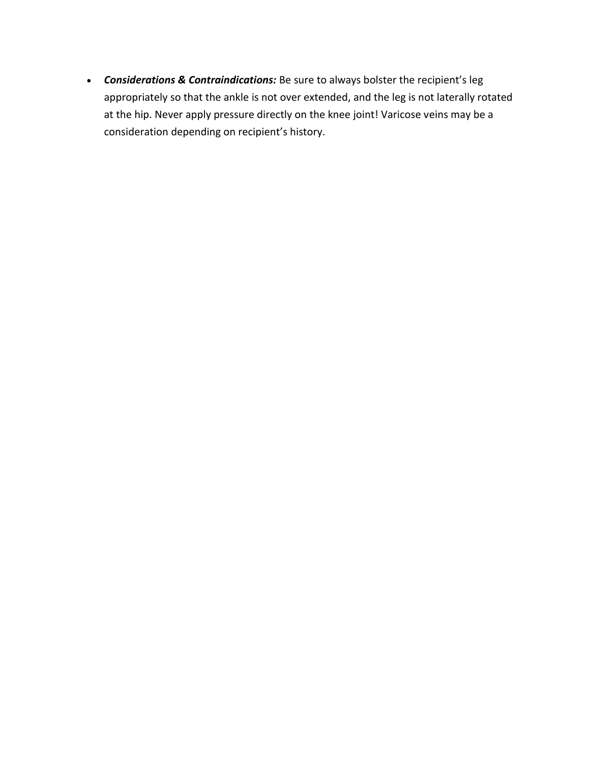- ***Considerations & Contraindications:*** Be sure to always bolster the recipient's leg appropriately so that the ankle is not over extended, and the leg is not laterally rotated at the hip. Never apply pressure directly on the knee joint! Varicose veins may be a consideration depending on recipient's history.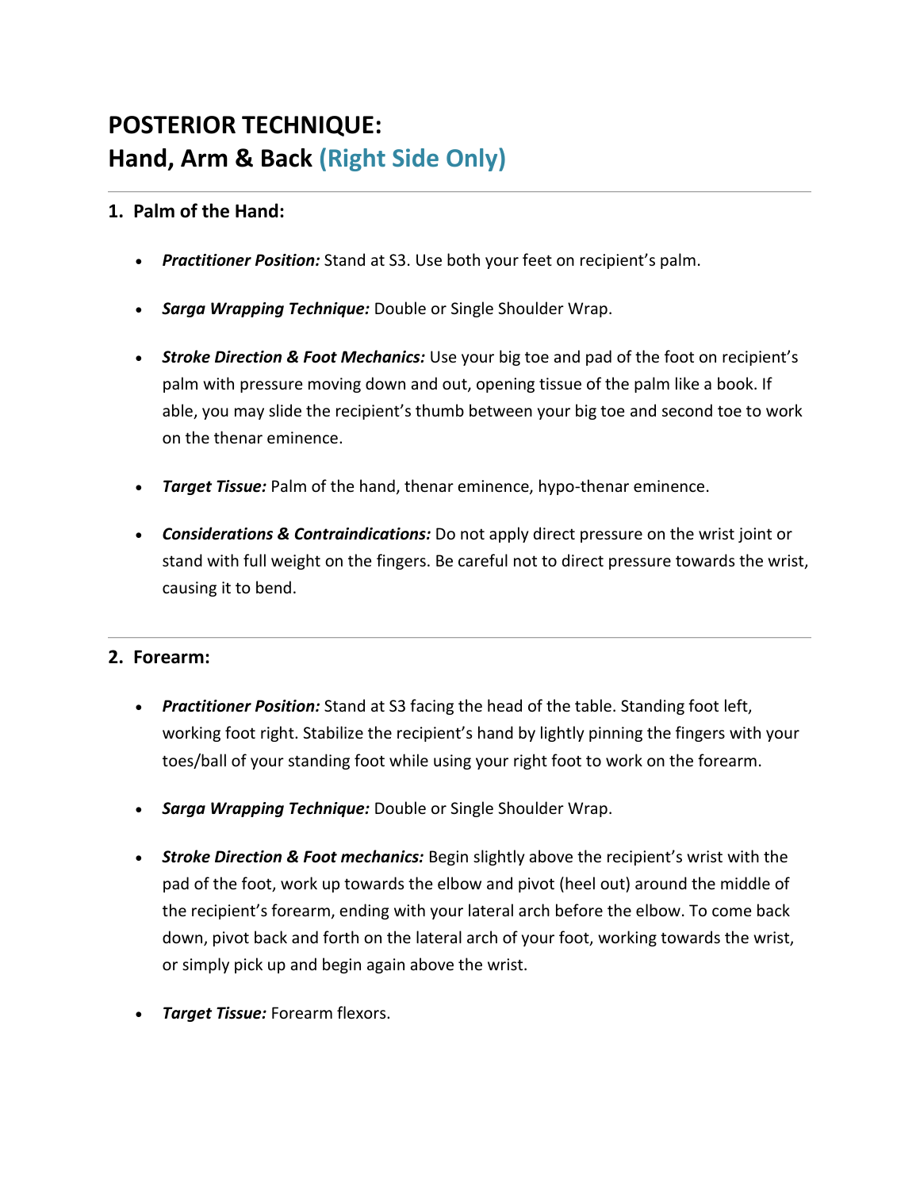# POSTERIOR TECHNIQUE:
# Hand, Arm & Back (Right Side Only)

---

## 1. Palm of the Hand:

- ***Practitioner Position:*** Stand at S3. Use both your feet on recipient's palm.
- ***Sarga Wrapping Technique:*** Double or Single Shoulder Wrap.
- ***Stroke Direction & Foot Mechanics:*** Use your big toe and pad of the foot on recipient's palm with pressure moving down and out, opening tissue of the palm like a book. If able, you may slide the recipient's thumb between your big toe and second toe to work on the thenar eminence.
- ***Target Tissue:*** Palm of the hand, thenar eminence, hypo-thenar eminence.
- ***Considerations & Contraindications:*** Do not apply direct pressure on the wrist joint or stand with full weight on the fingers. Be careful not to direct pressure towards the wrist, causing it to bend.

---

## 2. Forearm:

- ***Practitioner Position:*** Stand at S3 facing the head of the table. Standing foot left, working foot right. Stabilize the recipient's hand by lightly pinning the fingers with your toes/ball of your standing foot while using your right foot to work on the forearm.
- ***Sarga Wrapping Technique:*** Double or Single Shoulder Wrap.
- ***Stroke Direction & Foot mechanics:*** Begin slightly above the recipient's wrist with the pad of the foot, work up towards the elbow and pivot (heel out) around the middle of the recipient's forearm, ending with your lateral arch before the elbow. To come back down, pivot back and forth on the lateral arch of your foot, working towards the wrist, or simply pick up and begin again above the wrist.
- ***Target Tissue:*** Forearm flexors.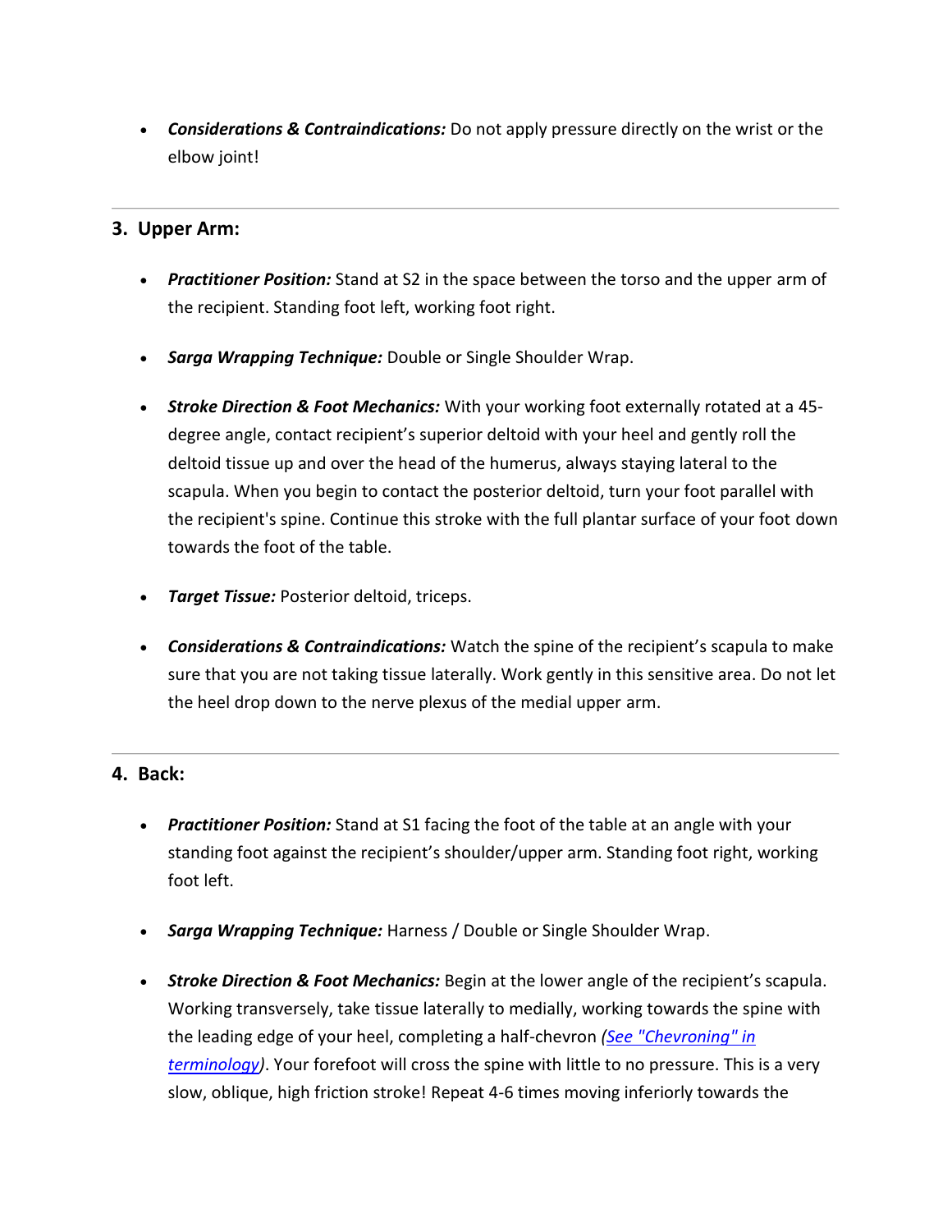- ***Considerations & Contraindications:*** Do not apply pressure directly on the wrist or the elbow joint!

---

### 3. Upper Arm:

- ***Practitioner Position:*** Stand at S2 in the space between the torso and the upper arm of the recipient. Standing foot left, working foot right.
- ***Sarga Wrapping Technique:*** Double or Single Shoulder Wrap.
- ***Stroke Direction & Foot Mechanics:*** With your working foot externally rotated at a 45-degree angle, contact recipient's superior deltoid with your heel and gently roll the deltoid tissue up and over the head of the humerus, always staying lateral to the scapula. When you begin to contact the posterior deltoid, turn your foot parallel with the recipient's spine. Continue this stroke with the full plantar surface of your foot down towards the foot of the table.
- ***Target Tissue:*** Posterior deltoid, triceps.
- ***Considerations & Contraindications:*** Watch the spine of the recipient's scapula to make sure that you are not taking tissue laterally. Work gently in this sensitive area. Do not let the heel drop down to the nerve plexus of the medial upper arm.

---

### 4. Back:

- ***Practitioner Position:*** Stand at S1 facing the foot of the table at an angle with your standing foot against the recipient's shoulder/upper arm. Standing foot right, working foot left.
- ***Sarga Wrapping Technique:*** Harness / Double or Single Shoulder Wrap.
- ***Stroke Direction & Foot Mechanics:*** Begin at the lower angle of the recipient's scapula. Working transversely, take tissue laterally to medially, working towards the spine with the leading edge of your heel, completing a half-chevron *(See "Chevroning" in terminology)*. Your forefoot will cross the spine with little to no pressure. This is a very slow, oblique, high friction stroke! Repeat 4-6 times moving inferiorly towards the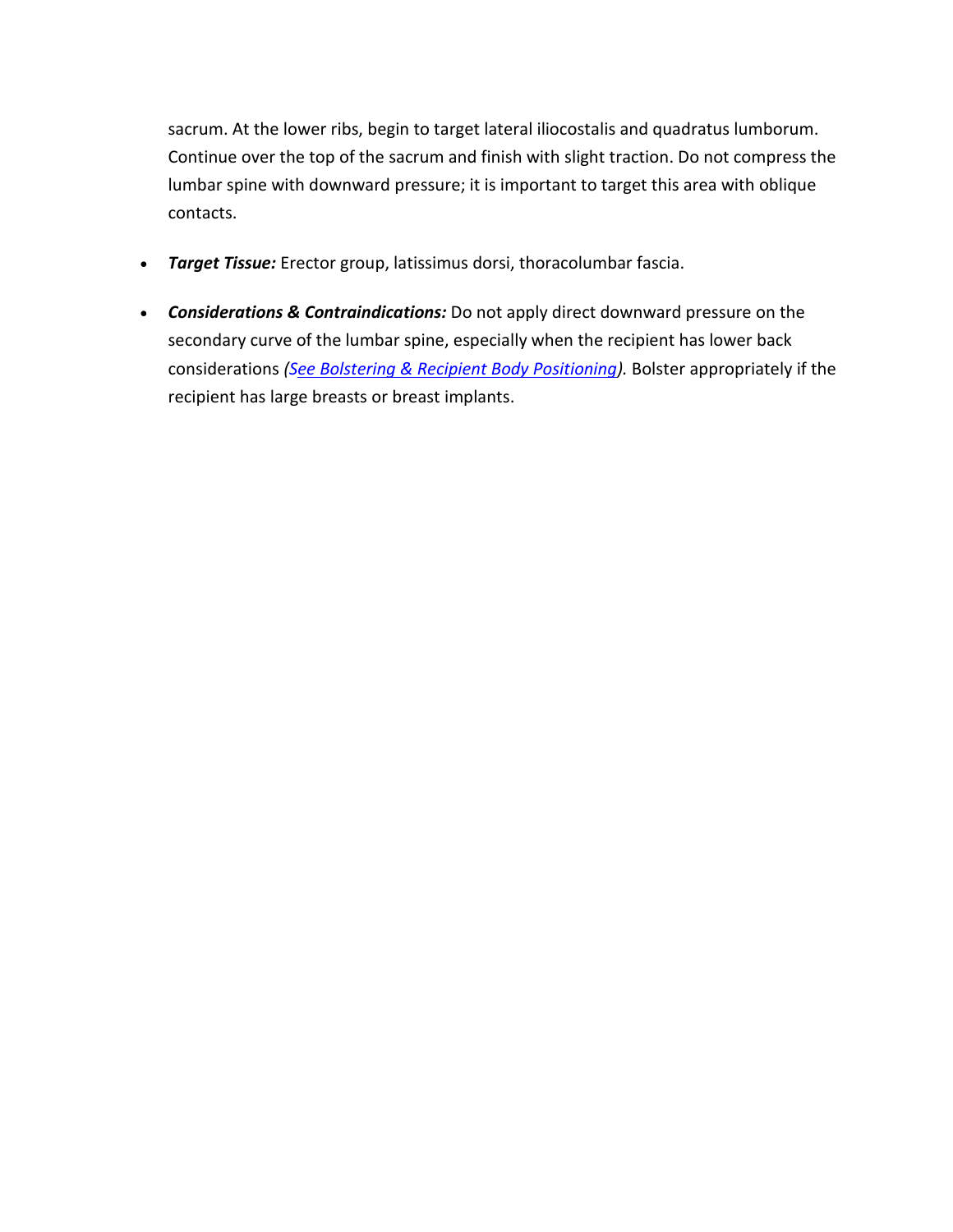sacrum. At the lower ribs, begin to target lateral iliocostalis and quadratus lumborum. Continue over the top of the sacrum and finish with slight traction. Do not compress the lumbar spine with downward pressure; it is important to target this area with oblique contacts.

- ***Target Tissue:*** Erector group, latissimus dorsi, thoracolumbar fascia.
- ***Considerations & Contraindications:*** Do not apply direct downward pressure on the secondary curve of the lumbar spine, especially when the recipient has lower back considerations *(See Bolstering & Recipient Body Positioning).* Bolster appropriately if the recipient has large breasts or breast implants.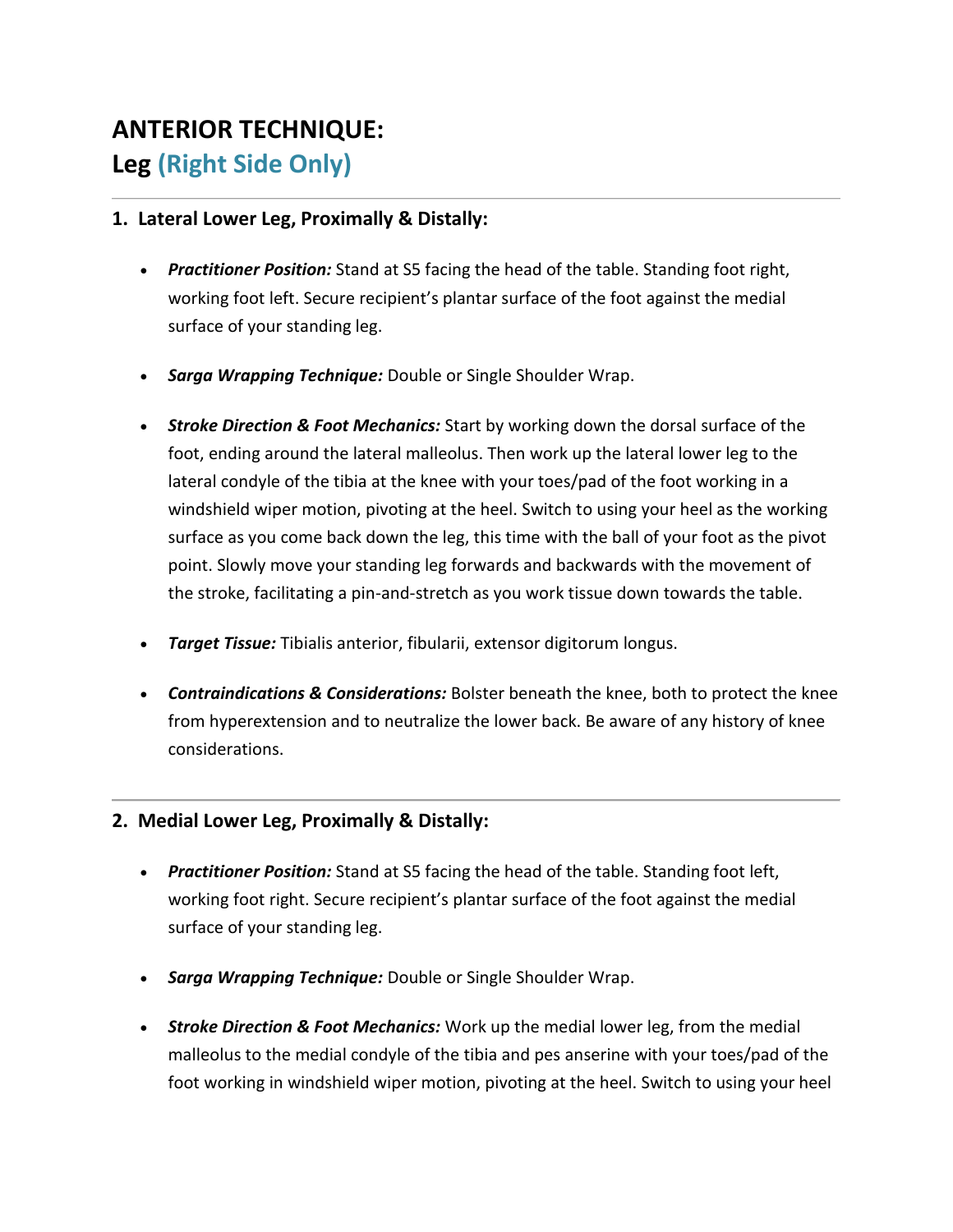# ANTERIOR TECHNIQUE:
## Leg (Right Side Only)

---

### 1. Lateral Lower Leg, Proximally & Distally:

- ***Practitioner Position:*** Stand at S5 facing the head of the table. Standing foot right, working foot left. Secure recipient's plantar surface of the foot against the medial surface of your standing leg.

- ***Sarga Wrapping Technique:*** Double or Single Shoulder Wrap.

- ***Stroke Direction & Foot Mechanics:*** Start by working down the dorsal surface of the foot, ending around the lateral malleolus. Then work up the lateral lower leg to the lateral condyle of the tibia at the knee with your toes/pad of the foot working in a windshield wiper motion, pivoting at the heel. Switch to using your heel as the working surface as you come back down the leg, this time with the ball of your foot as the pivot point. Slowly move your standing leg forwards and backwards with the movement of the stroke, facilitating a pin-and-stretch as you work tissue down towards the table.

- ***Target Tissue:*** Tibialis anterior, fibularii, extensor digitorum longus.

- ***Contraindications & Considerations:*** Bolster beneath the knee, both to protect the knee from hyperextension and to neutralize the lower back. Be aware of any history of knee considerations.

---

### 2. Medial Lower Leg, Proximally & Distally:

- ***Practitioner Position:*** Stand at S5 facing the head of the table. Standing foot left, working foot right. Secure recipient's plantar surface of the foot against the medial surface of your standing leg.

- ***Sarga Wrapping Technique:*** Double or Single Shoulder Wrap.

- ***Stroke Direction & Foot Mechanics:*** Work up the medial lower leg, from the medial malleolus to the medial condyle of the tibia and pes anserine with your toes/pad of the foot working in windshield wiper motion, pivoting at the heel. Switch to using your heel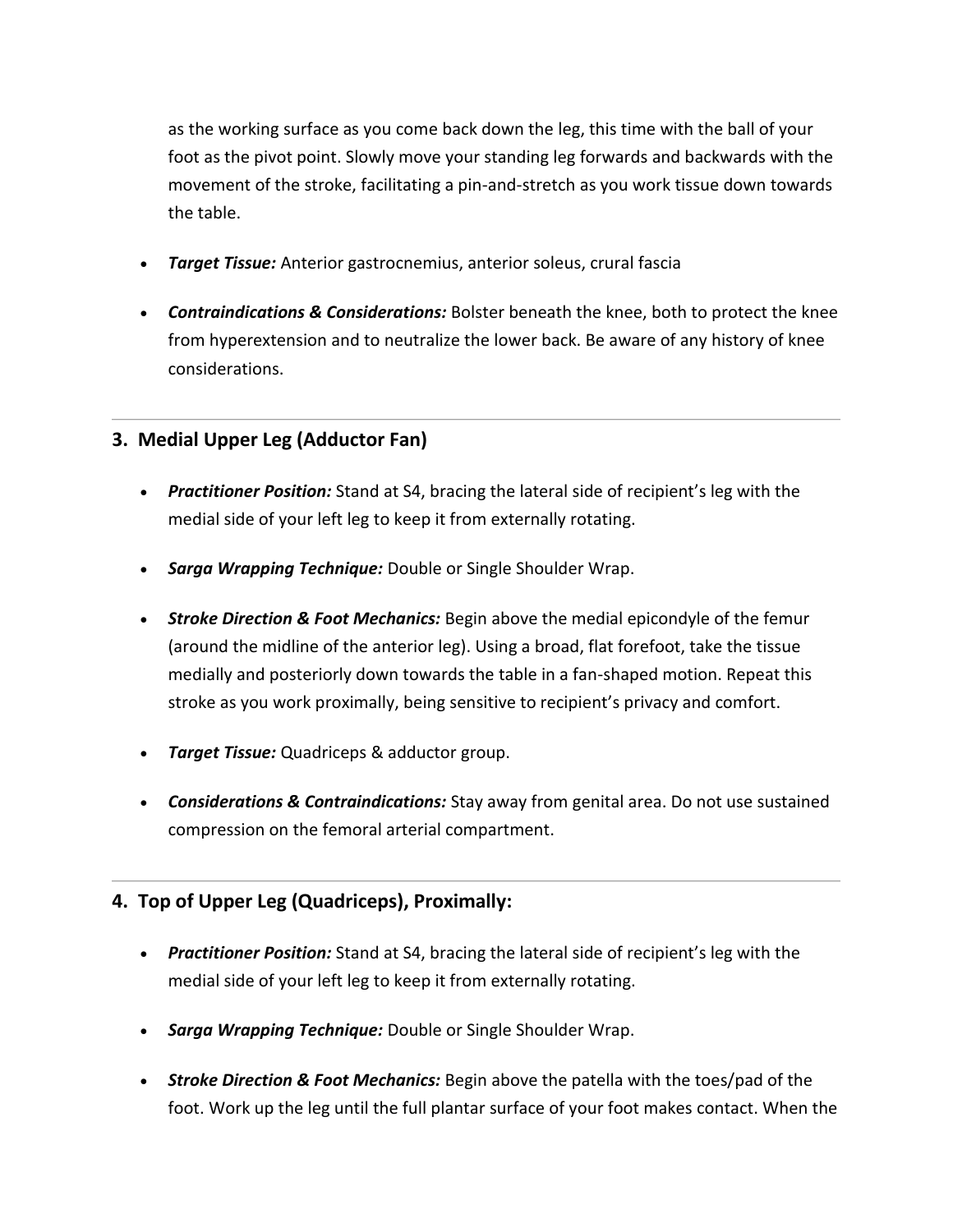as the working surface as you come back down the leg, this time with the ball of your foot as the pivot point. Slowly move your standing leg forwards and backwards with the movement of the stroke, facilitating a pin-and-stretch as you work tissue down towards the table.

- ***Target Tissue:*** Anterior gastrocnemius, anterior soleus, crural fascia
- ***Contraindications & Considerations:*** Bolster beneath the knee, both to protect the knee from hyperextension and to neutralize the lower back. Be aware of any history of knee considerations.

---

### 3. Medial Upper Leg (Adductor Fan)

- ***Practitioner Position:*** Stand at S4, bracing the lateral side of recipient's leg with the medial side of your left leg to keep it from externally rotating.
- ***Sarga Wrapping Technique:*** Double or Single Shoulder Wrap.
- ***Stroke Direction & Foot Mechanics:*** Begin above the medial epicondyle of the femur (around the midline of the anterior leg). Using a broad, flat forefoot, take the tissue medially and posteriorly down towards the table in a fan-shaped motion. Repeat this stroke as you work proximally, being sensitive to recipient's privacy and comfort.
- ***Target Tissue:*** Quadriceps & adductor group.
- ***Considerations & Contraindications:*** Stay away from genital area. Do not use sustained compression on the femoral arterial compartment.

---

### 4. Top of Upper Leg (Quadriceps), Proximally:

- ***Practitioner Position:*** Stand at S4, bracing the lateral side of recipient's leg with the medial side of your left leg to keep it from externally rotating.
- ***Sarga Wrapping Technique:*** Double or Single Shoulder Wrap.
- ***Stroke Direction & Foot Mechanics:*** Begin above the patella with the toes/pad of the foot. Work up the leg until the full plantar surface of your foot makes contact. When the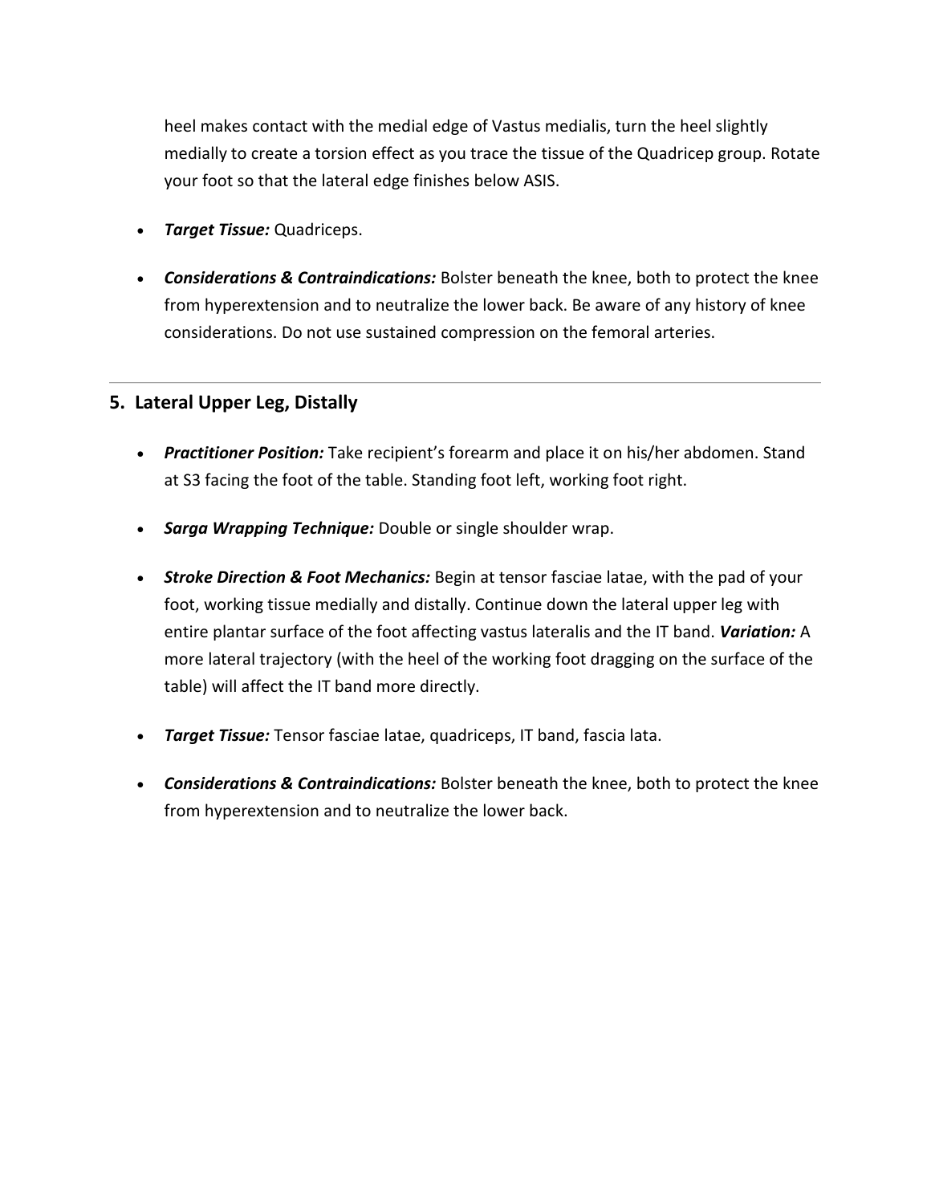heel makes contact with the medial edge of Vastus medialis, turn the heel slightly medially to create a torsion effect as you trace the tissue of the Quadricep group. Rotate your foot so that the lateral edge finishes below ASIS.

- ***Target Tissue:*** Quadriceps.
- ***Considerations & Contraindications:*** Bolster beneath the knee, both to protect the knee from hyperextension and to neutralize the lower back. Be aware of any history of knee considerations. Do not use sustained compression on the femoral arteries.

---

## 5. Lateral Upper Leg, Distally

- ***Practitioner Position:*** Take recipient's forearm and place it on his/her abdomen. Stand at S3 facing the foot of the table. Standing foot left, working foot right.
- ***Sarga Wrapping Technique:*** Double or single shoulder wrap.
- ***Stroke Direction & Foot Mechanics:*** Begin at tensor fasciae latae, with the pad of your foot, working tissue medially and distally. Continue down the lateral upper leg with entire plantar surface of the foot affecting vastus lateralis and the IT band. ***Variation:*** A more lateral trajectory (with the heel of the working foot dragging on the surface of the table) will affect the IT band more directly.
- ***Target Tissue:*** Tensor fasciae latae, quadriceps, IT band, fascia lata.
- ***Considerations & Contraindications:*** Bolster beneath the knee, both to protect the knee from hyperextension and to neutralize the lower back.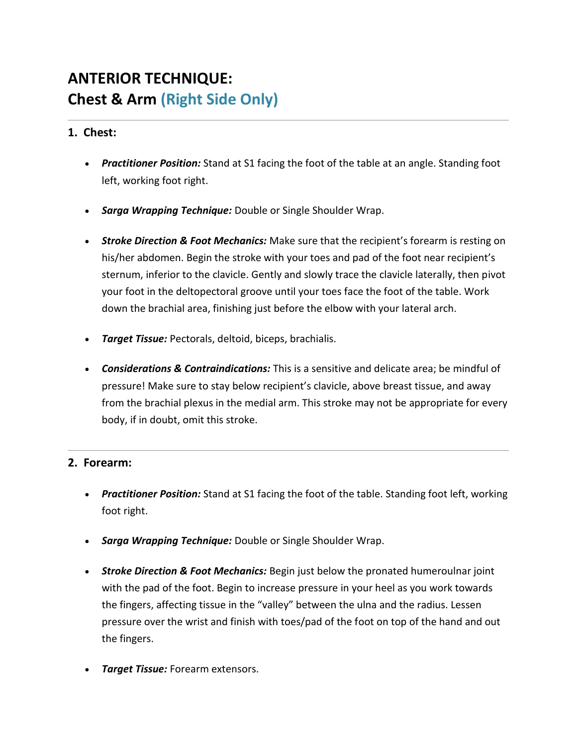# ANTERIOR TECHNIQUE:
# Chest & Arm (Right Side Only)

---

## 1. Chest:

- ***Practitioner Position:*** Stand at S1 facing the foot of the table at an angle. Standing foot left, working foot right.
- ***Sarga Wrapping Technique:*** Double or Single Shoulder Wrap.
- ***Stroke Direction & Foot Mechanics:*** Make sure that the recipient's forearm is resting on his/her abdomen. Begin the stroke with your toes and pad of the foot near recipient's sternum, inferior to the clavicle. Gently and slowly trace the clavicle laterally, then pivot your foot in the deltopectoral groove until your toes face the foot of the table. Work down the brachial area, finishing just before the elbow with your lateral arch.
- ***Target Tissue:*** Pectorals, deltoid, biceps, brachialis.
- ***Considerations & Contraindications:*** This is a sensitive and delicate area; be mindful of pressure! Make sure to stay below recipient's clavicle, above breast tissue, and away from the brachial plexus in the medial arm. This stroke may not be appropriate for every body, if in doubt, omit this stroke.

---

## 2. Forearm:

- ***Practitioner Position:*** Stand at S1 facing the foot of the table. Standing foot left, working foot right.
- ***Sarga Wrapping Technique:*** Double or Single Shoulder Wrap.
- ***Stroke Direction & Foot Mechanics:*** Begin just below the pronated humeroulnar joint with the pad of the foot. Begin to increase pressure in your heel as you work towards the fingers, affecting tissue in the "valley" between the ulna and the radius. Lessen pressure over the wrist and finish with toes/pad of the foot on top of the hand and out the fingers.
- ***Target Tissue:*** Forearm extensors.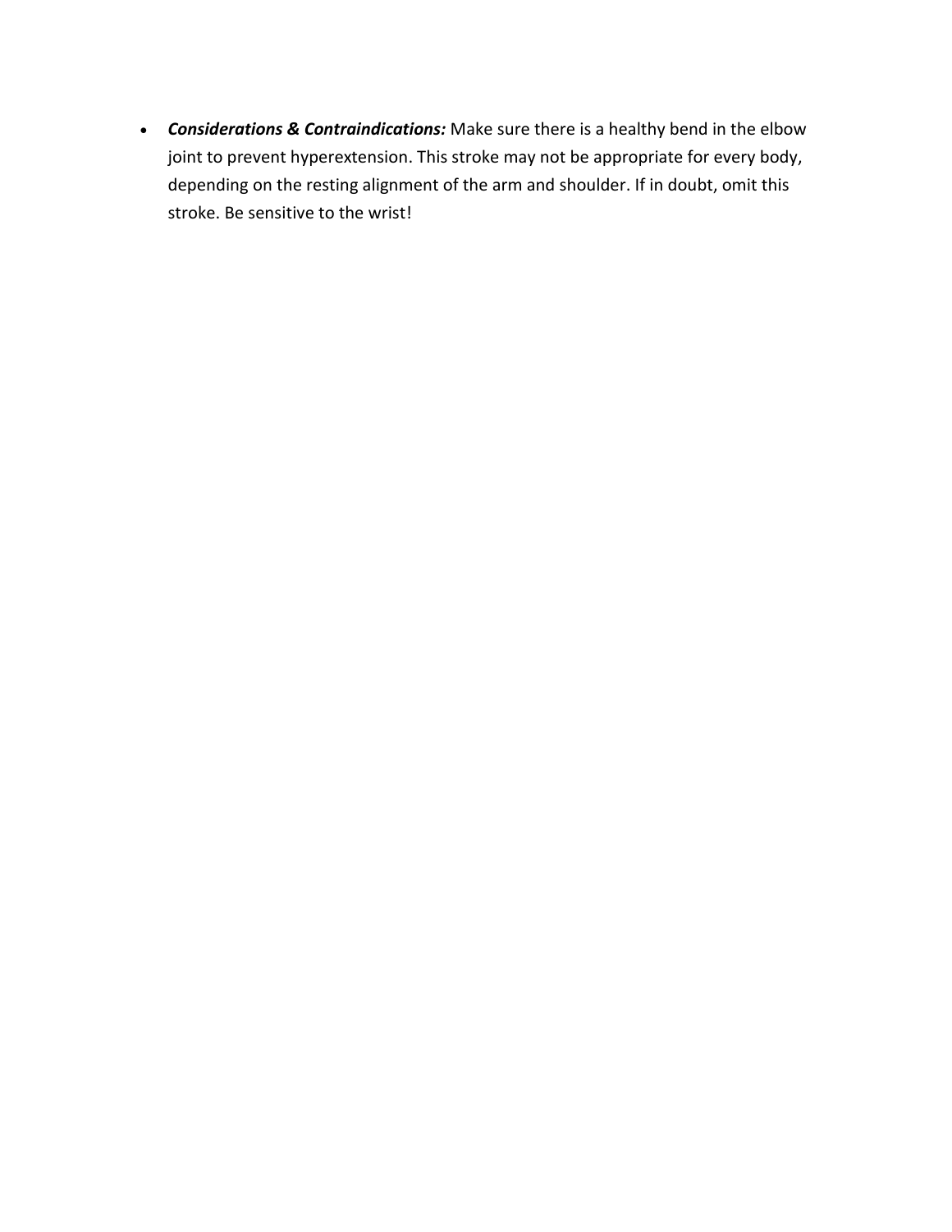- ***Considerations & Contraindications:*** Make sure there is a healthy bend in the elbow joint to prevent hyperextension. This stroke may not be appropriate for every body, depending on the resting alignment of the arm and shoulder. If in doubt, omit this stroke. Be sensitive to the wrist!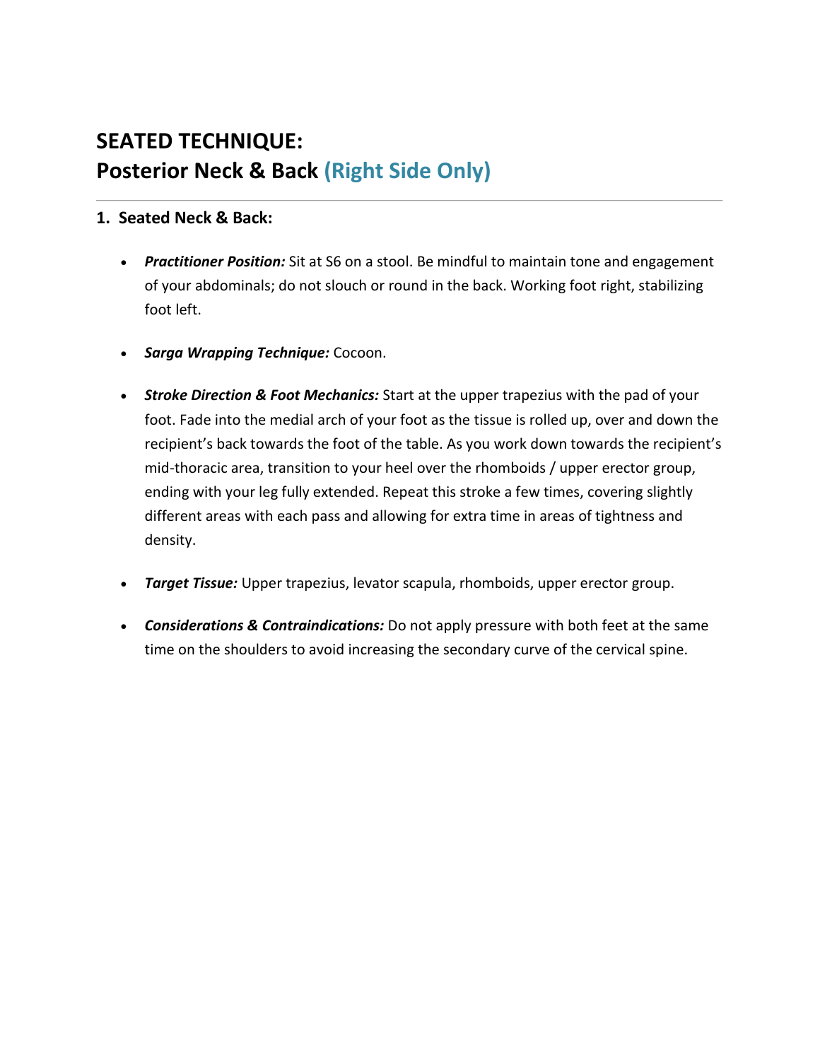# SEATED TECHNIQUE:
# Posterior Neck & Back (Right Side Only)

---

1. **Seated Neck & Back:**

   - ***Practitioner Position:*** Sit at S6 on a stool. Be mindful to maintain tone and engagement of your abdominals; do not slouch or round in the back. Working foot right, stabilizing foot left.

   - ***Sarga Wrapping Technique:*** Cocoon.

   - ***Stroke Direction & Foot Mechanics:*** Start at the upper trapezius with the pad of your foot. Fade into the medial arch of your foot as the tissue is rolled up, over and down the recipient's back towards the foot of the table. As you work down towards the recipient's mid-thoracic area, transition to your heel over the rhomboids / upper erector group, ending with your leg fully extended. Repeat this stroke a few times, covering slightly different areas with each pass and allowing for extra time in areas of tightness and density.

   - ***Target Tissue:*** Upper trapezius, levator scapula, rhomboids, upper erector group.

   - ***Considerations & Contraindications:*** Do not apply pressure with both feet at the same time on the shoulders to avoid increasing the secondary curve of the cervical spine.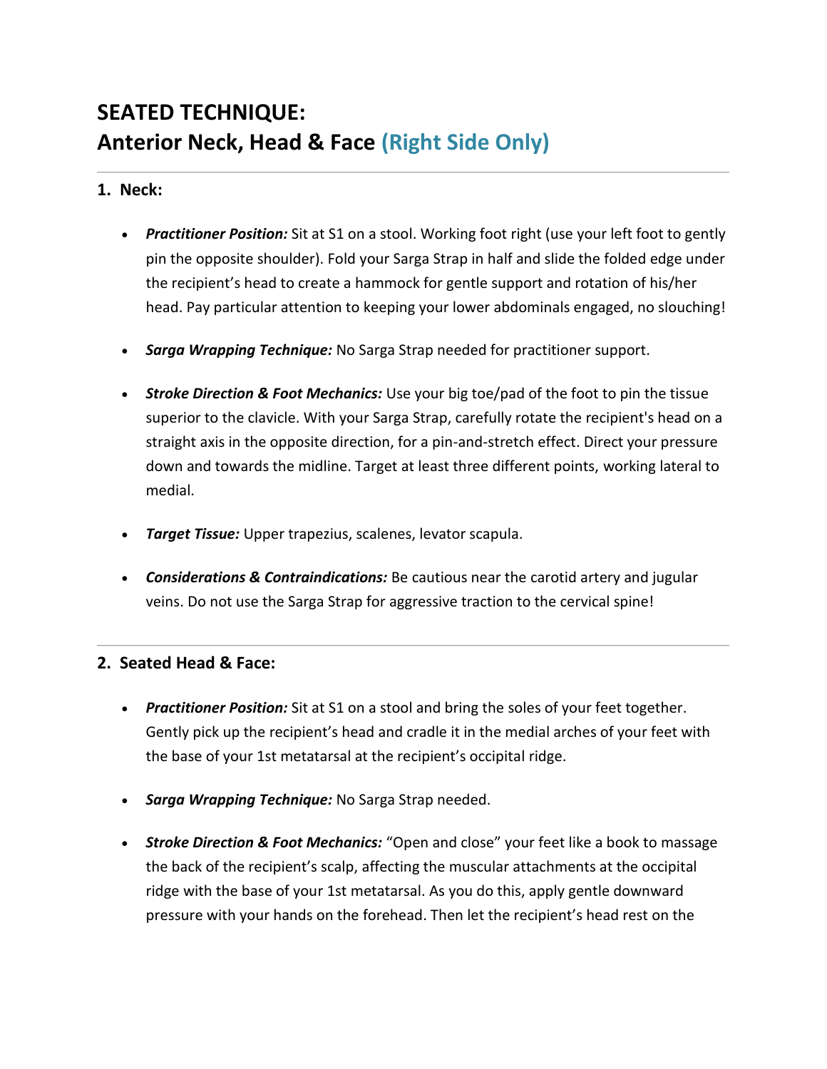# SEATED TECHNIQUE:
# Anterior Neck, Head & Face (Right Side Only)

---

1. **Neck:**

   - ***Practitioner Position:*** Sit at S1 on a stool. Working foot right (use your left foot to gently pin the opposite shoulder). Fold your Sarga Strap in half and slide the folded edge under the recipient's head to create a hammock for gentle support and rotation of his/her head. Pay particular attention to keeping your lower abdominals engaged, no slouching!

   - ***Sarga Wrapping Technique:*** No Sarga Strap needed for practitioner support.

   - ***Stroke Direction & Foot Mechanics:*** Use your big toe/pad of the foot to pin the tissue superior to the clavicle. With your Sarga Strap, carefully rotate the recipient's head on a straight axis in the opposite direction, for a pin-and-stretch effect. Direct your pressure down and towards the midline. Target at least three different points, working lateral to medial.

   - ***Target Tissue:*** Upper trapezius, scalenes, levator scapula.

   - ***Considerations & Contraindications:*** Be cautious near the carotid artery and jugular veins. Do not use the Sarga Strap for aggressive traction to the cervical spine!

---

2. **Seated Head & Face:**

   - ***Practitioner Position:*** Sit at S1 on a stool and bring the soles of your feet together. Gently pick up the recipient's head and cradle it in the medial arches of your feet with the base of your 1st metatarsal at the recipient's occipital ridge.

   - ***Sarga Wrapping Technique:*** No Sarga Strap needed.

   - ***Stroke Direction & Foot Mechanics:*** "Open and close" your feet like a book to massage the back of the recipient's scalp, affecting the muscular attachments at the occipital ridge with the base of your 1st metatarsal. As you do this, apply gentle downward pressure with your hands on the forehead. Then let the recipient's head rest on the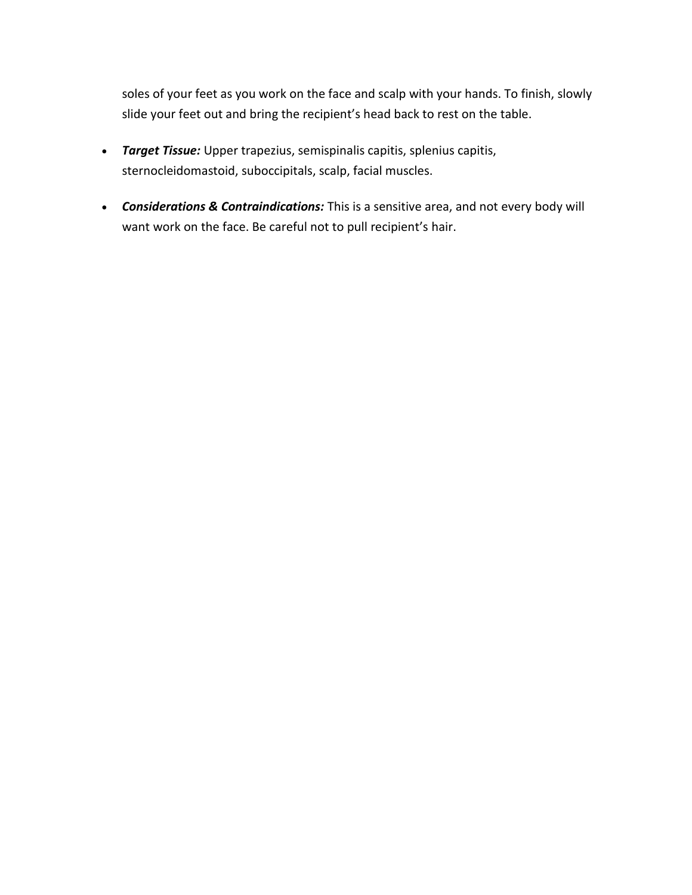soles of your feet as you work on the face and scalp with your hands. To finish, slowly slide your feet out and bring the recipient's head back to rest on the table.

- ***Target Tissue:*** Upper trapezius, semispinalis capitis, splenius capitis, sternocleidomastoid, suboccipitals, scalp, facial muscles.
- ***Considerations & Contraindications:*** This is a sensitive area, and not every body will want work on the face. Be careful not to pull recipient's hair.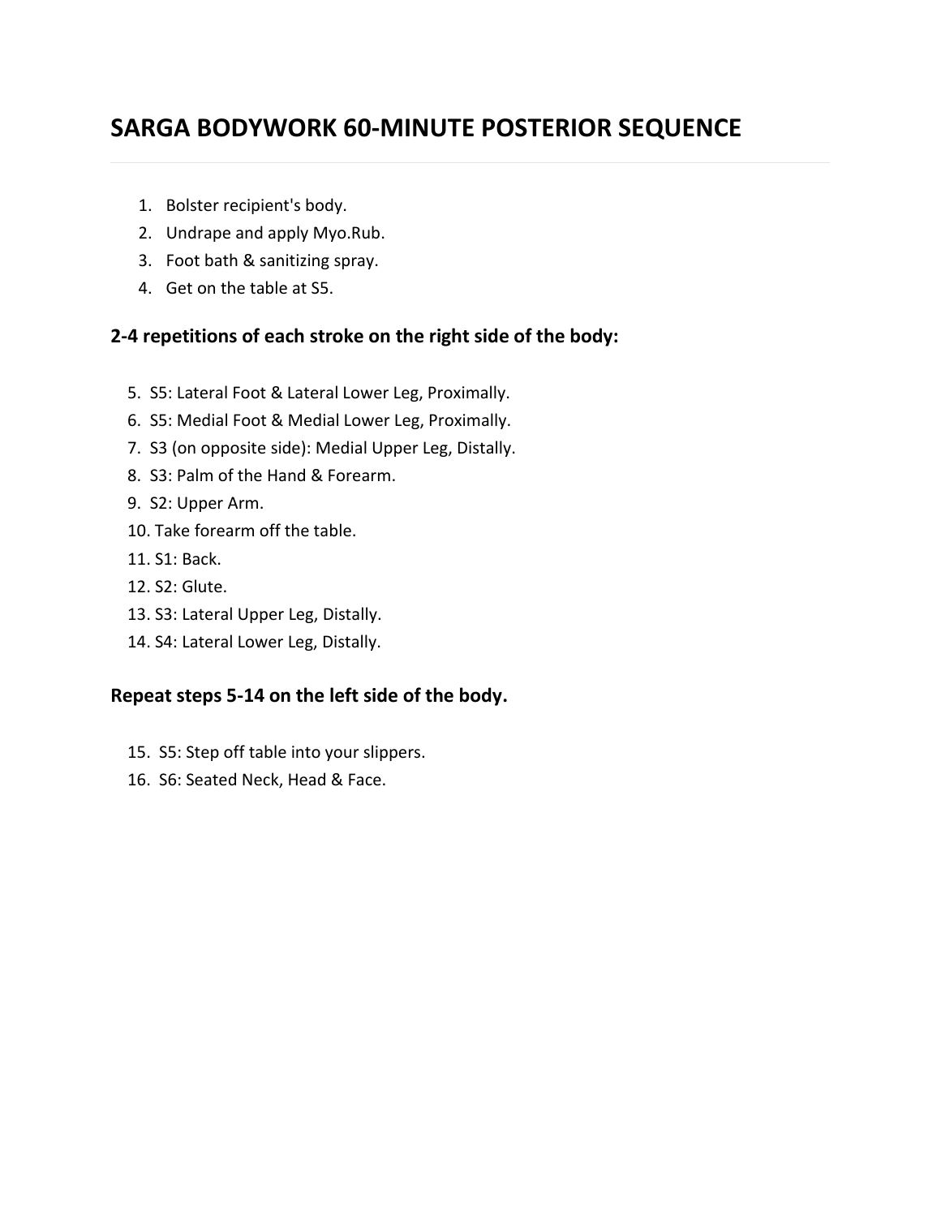# SARGA BODYWORK 60-MINUTE POSTERIOR SEQUENCE

1. Bolster recipient's body.
2. Undrape and apply Myo.Rub.
3. Foot bath & sanitizing spray.
4. Get on the table at S5.

## 2-4 repetitions of each stroke on the right side of the body:

5. S5: Lateral Foot & Lateral Lower Leg, Proximally.
6. S5: Medial Foot & Medial Lower Leg, Proximally.
7. S3 (on opposite side): Medial Upper Leg, Distally.
8. S3: Palm of the Hand & Forearm.
9. S2: Upper Arm.
10. Take forearm off the table.
11. S1: Back.
12. S2: Glute.
13. S3: Lateral Upper Leg, Distally.
14. S4: Lateral Lower Leg, Distally.

## Repeat steps 5-14 on the left side of the body.

15. S5: Step off table into your slippers.
16. S6: Seated Neck, Head & Face.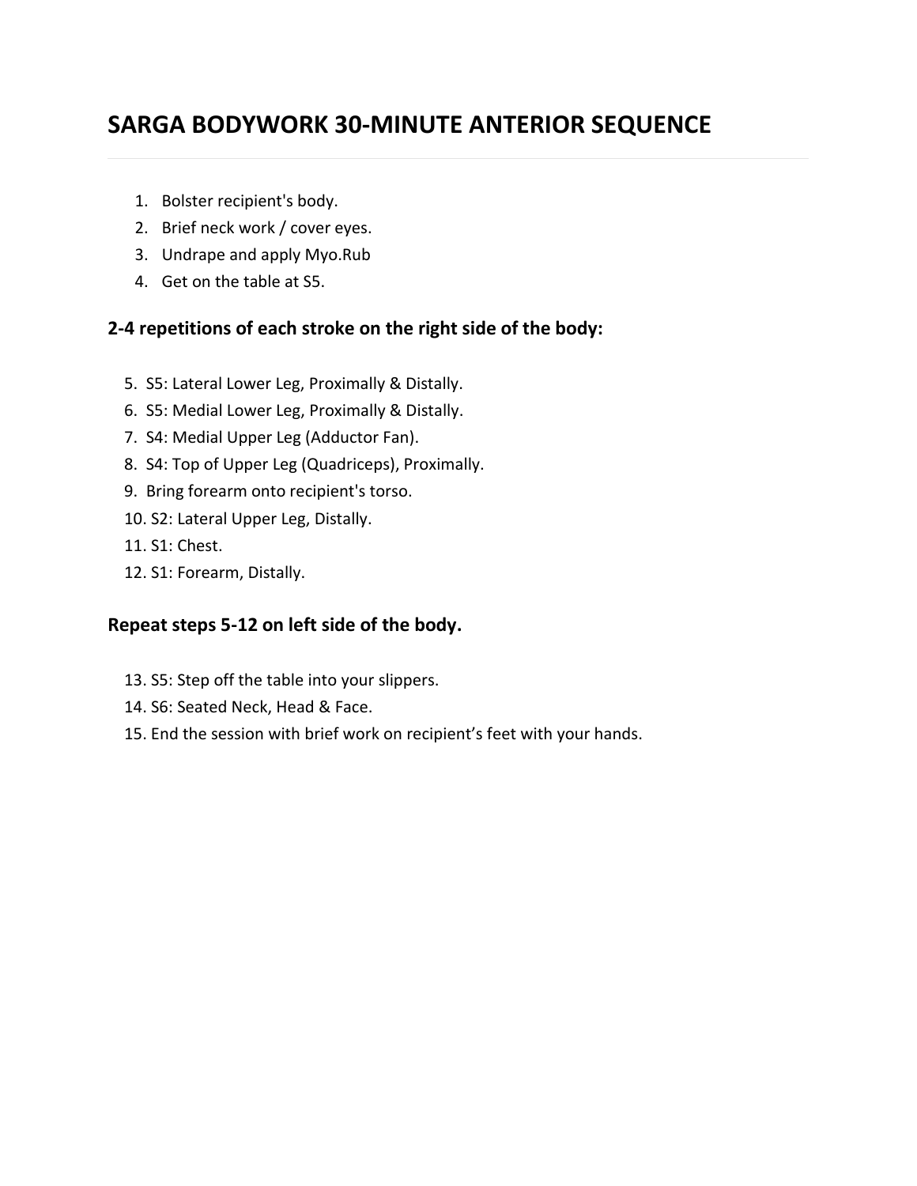# SARGA BODYWORK 30-MINUTE ANTERIOR SEQUENCE

1. Bolster recipient's body.
2. Brief neck work / cover eyes.
3. Undrape and apply Myo.Rub
4. Get on the table at S5.

## 2-4 repetitions of each stroke on the right side of the body:

5. S5: Lateral Lower Leg, Proximally & Distally.
6. S5: Medial Lower Leg, Proximally & Distally.
7. S4: Medial Upper Leg (Adductor Fan).
8. S4: Top of Upper Leg (Quadriceps), Proximally.
9. Bring forearm onto recipient's torso.
10. S2: Lateral Upper Leg, Distally.
11. S1: Chest.
12. S1: Forearm, Distally.

## Repeat steps 5-12 on left side of the body.

13. S5: Step off the table into your slippers.
14. S6: Seated Neck, Head & Face.
15. End the session with brief work on recipient's feet with your hands.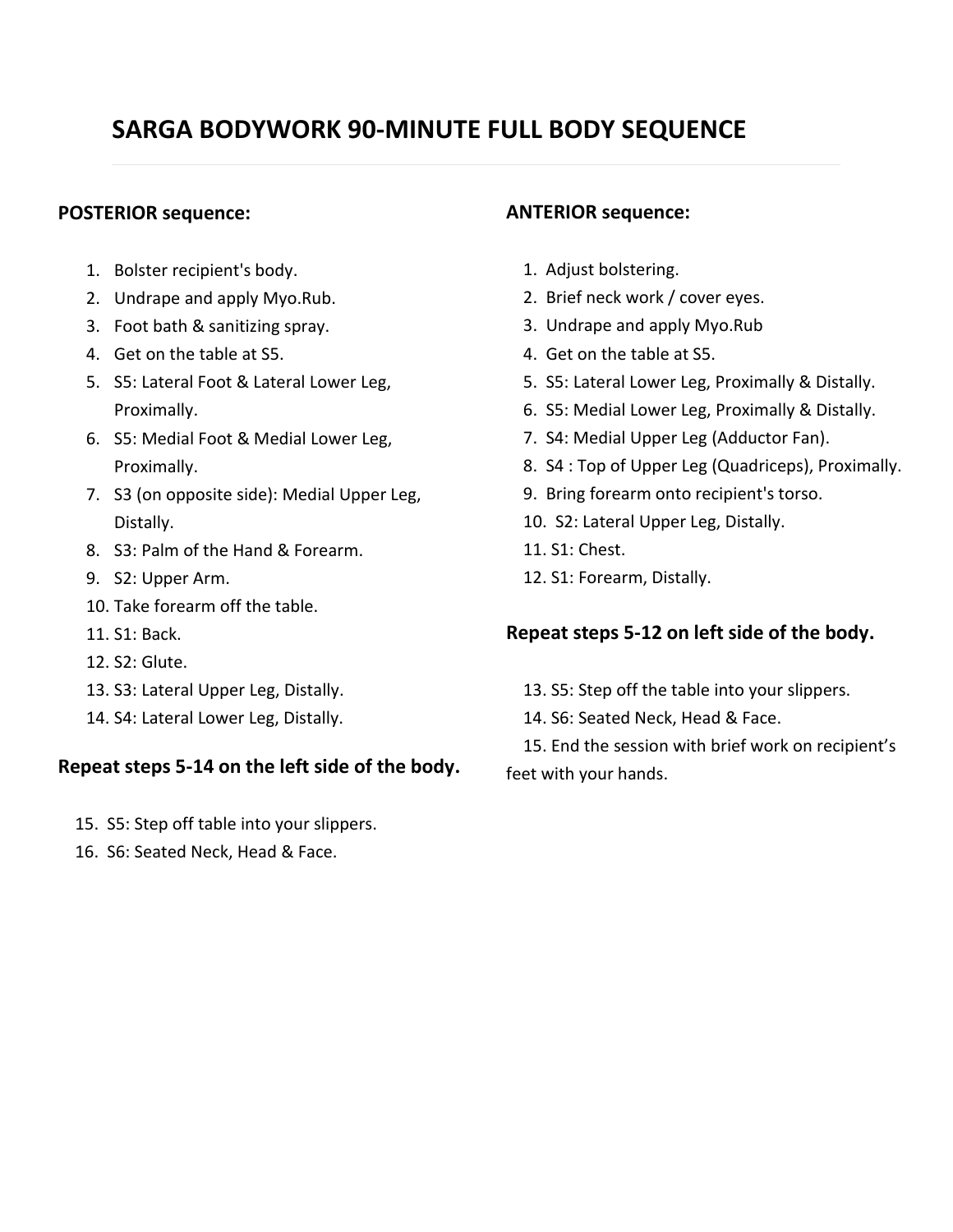# SARGA BODYWORK 90-MINUTE FULL BODY SEQUENCE

### POSTERIOR sequence:

1. Bolster recipient's body.
2. Undrape and apply Myo.Rub.
3. Foot bath & sanitizing spray.
4. Get on the table at S5.
5. S5: Lateral Foot & Lateral Lower Leg, Proximally.
6. S5: Medial Foot & Medial Lower Leg, Proximally.
7. S3 (on opposite side): Medial Upper Leg, Distally.
8. S3: Palm of the Hand & Forearm.
9. S2: Upper Arm.
10. Take forearm off the table.
11. S1: Back.
12. S2: Glute.
13. S3: Lateral Upper Leg, Distally.
14. S4: Lateral Lower Leg, Distally.

### Repeat steps 5-14 on the left side of the body.

15. S5: Step off table into your slippers.
16. S6: Seated Neck, Head & Face.

### ANTERIOR sequence:

1. Adjust bolstering.
2. Brief neck work / cover eyes.
3. Undrape and apply Myo.Rub
4. Get on the table at S5.
5. S5: Lateral Lower Leg, Proximally & Distally.
6. S5: Medial Lower Leg, Proximally & Distally.
7. S4: Medial Upper Leg (Adductor Fan).
8. S4 : Top of Upper Leg (Quadriceps), Proximally.
9. Bring forearm onto recipient's torso.
10. S2: Lateral Upper Leg, Distally.
11. S1: Chest.
12. S1: Forearm, Distally.

### Repeat steps 5-12 on left side of the body.

13. S5: Step off the table into your slippers.
14. S6: Seated Neck, Head & Face.
15. End the session with brief work on recipient's feet with your hands.